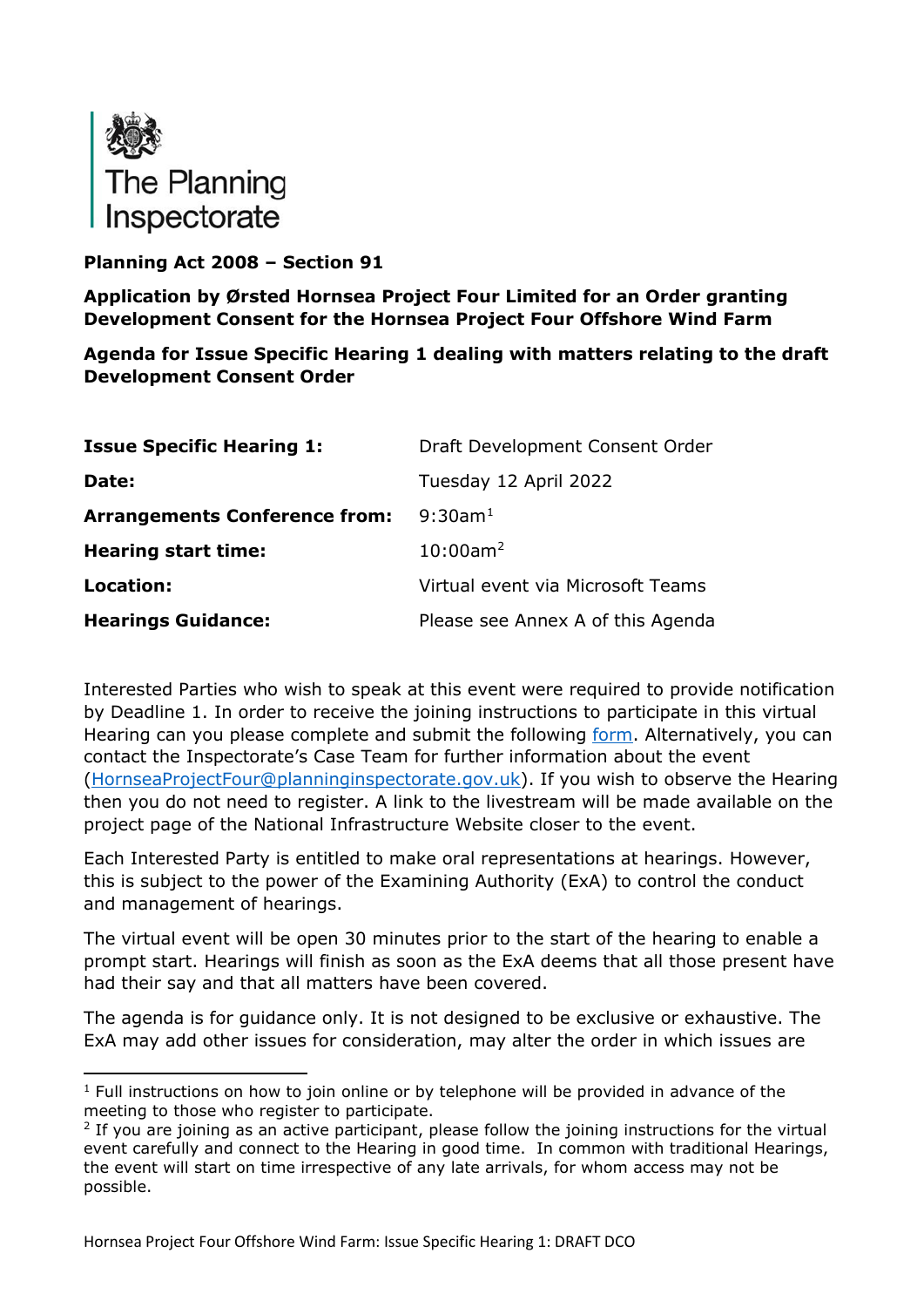The Planning Inspectorate

**Planning Act 2008 – Section 91**

**Application by Ørsted Hornsea Project Four Limited for an Order granting Development Consent for the Hornsea Project Four Offshore Wind Farm**

**Agenda for Issue Specific Hearing 1 dealing with matters relating to the draft Development Consent Order**

| | |
|---|---|
| **Issue Specific Hearing 1:** | Draft Development Consent Order |
| **Date:** | Tuesday 12 April 2022 |
| **Arrangements Conference from:** | 9:30am[1] |
| **Hearing start time:** | 10:00am[2] |
| **Location:** | Virtual event via Microsoft Teams |
| **Hearings Guidance:** | Please see Annex A of this Agenda |

Interested Parties who wish to speak at this event were required to provide notification by Deadline 1. In order to receive the joining instructions to participate in this virtual Hearing can you please complete and submit the following form. Alternatively, you can contact the Inspectorate's Case Team for further information about the event (HornseaProjectFour@planninginspectorate.gov.uk). If you wish to observe the Hearing then you do not need to register. A link to the livestream will be made available on the project page of the National Infrastructure Website closer to the event.

Each Interested Party is entitled to make oral representations at hearings. However, this is subject to the power of the Examining Authority (ExA) to control the conduct and management of hearings.

The virtual event will be open 30 minutes prior to the start of the hearing to enable a prompt start. Hearings will finish as soon as the ExA deems that all those present have had their say and that all matters have been covered.

The agenda is for guidance only. It is not designed to be exclusive or exhaustive. The ExA may add other issues for consideration, may alter the order in which issues are

---

[1] Full instructions on how to join online or by telephone will be provided in advance of the meeting to those who register to participate.

[2] If you are joining as an active participant, please follow the joining instructions for the virtual event carefully and connect to the Hearing in good time. In common with traditional Hearings, the event will start on time irrespective of any late arrivals, for whom access may not be possible.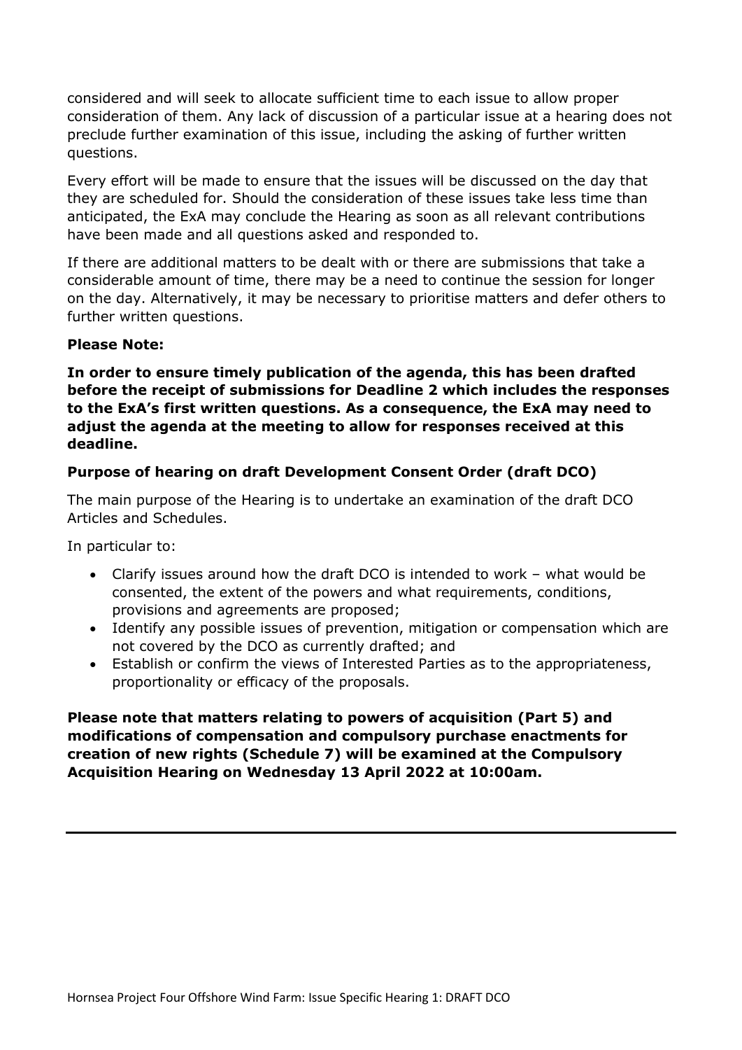considered and will seek to allocate sufficient time to each issue to allow proper consideration of them. Any lack of discussion of a particular issue at a hearing does not preclude further examination of this issue, including the asking of further written questions.

Every effort will be made to ensure that the issues will be discussed on the day that they are scheduled for. Should the consideration of these issues take less time than anticipated, the ExA may conclude the Hearing as soon as all relevant contributions have been made and all questions asked and responded to.

If there are additional matters to be dealt with or there are submissions that take a considerable amount of time, there may be a need to continue the session for longer on the day. Alternatively, it may be necessary to prioritise matters and defer others to further written questions.

**Please Note:**

**In order to ensure timely publication of the agenda, this has been drafted before the receipt of submissions for Deadline 2 which includes the responses to the ExA's first written questions. As a consequence, the ExA may need to adjust the agenda at the meeting to allow for responses received at this deadline.**

**Purpose of hearing on draft Development Consent Order (draft DCO)**

The main purpose of the Hearing is to undertake an examination of the draft DCO Articles and Schedules.

In particular to:

- Clarify issues around how the draft DCO is intended to work – what would be consented, the extent of the powers and what requirements, conditions, provisions and agreements are proposed;
- Identify any possible issues of prevention, mitigation or compensation which are not covered by the DCO as currently drafted; and
- Establish or confirm the views of Interested Parties as to the appropriateness, proportionality or efficacy of the proposals.

**Please note that matters relating to powers of acquisition (Part 5) and modifications of compensation and compulsory purchase enactments for creation of new rights (Schedule 7) will be examined at the Compulsory Acquisition Hearing on Wednesday 13 April 2022 at 10:00am.**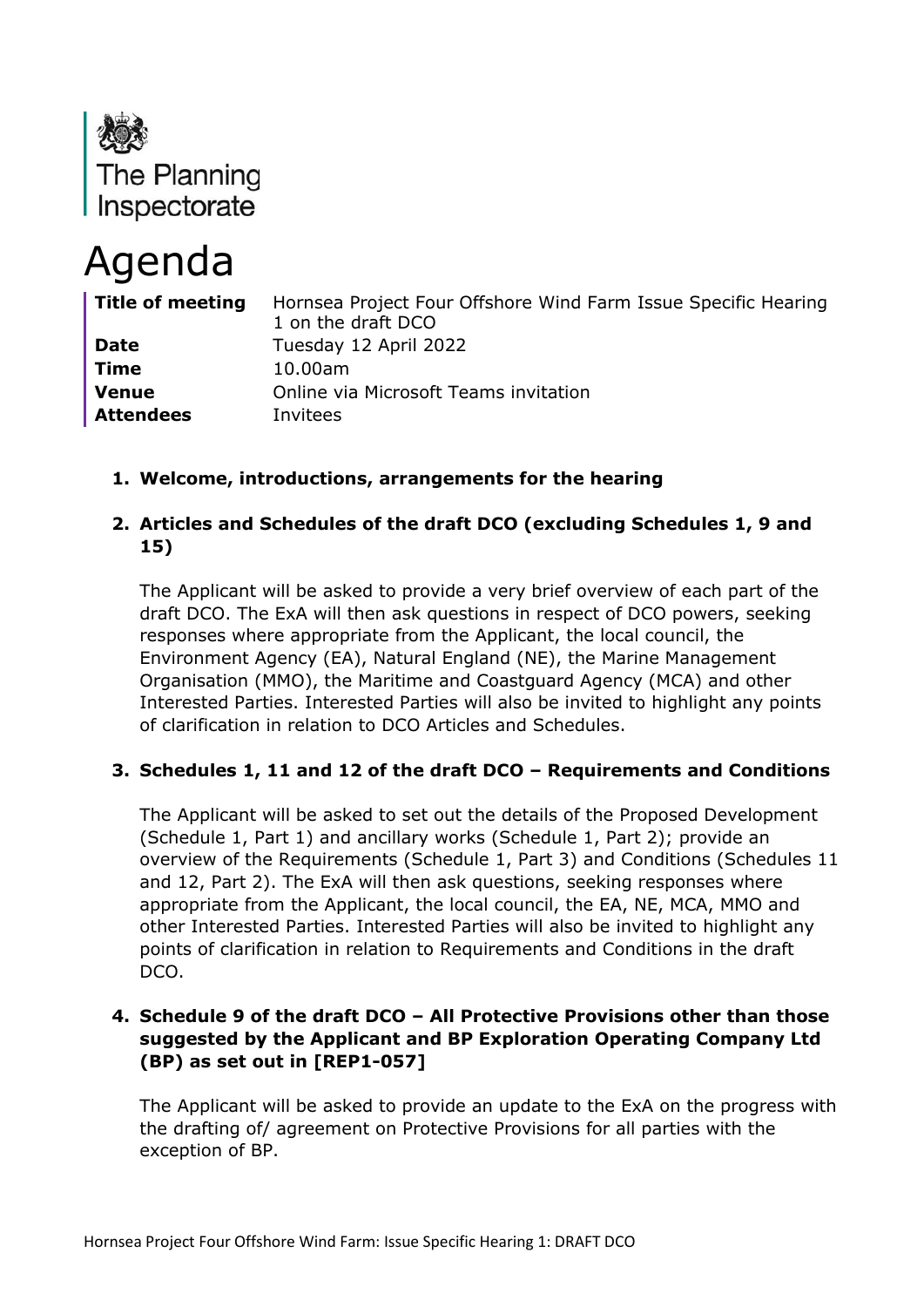The Planning Inspectorate

# Agenda

| | |
|---|---|
| **Title of meeting** | Hornsea Project Four Offshore Wind Farm Issue Specific Hearing 1 on the draft DCO |
| **Date** | Tuesday 12 April 2022 |
| **Time** | 10.00am |
| **Venue** | Online via Microsoft Teams invitation |
| **Attendees** | Invitees |

1. **Welcome, introductions, arrangements for the hearing**

2. **Articles and Schedules of the draft DCO (excluding Schedules 1, 9 and 15)**

   The Applicant will be asked to provide a very brief overview of each part of the draft DCO. The ExA will then ask questions in respect of DCO powers, seeking responses where appropriate from the Applicant, the local council, the Environment Agency (EA), Natural England (NE), the Marine Management Organisation (MMO), the Maritime and Coastguard Agency (MCA) and other Interested Parties. Interested Parties will also be invited to highlight any points of clarification in relation to DCO Articles and Schedules.

3. **Schedules 1, 11 and 12 of the draft DCO – Requirements and Conditions**

   The Applicant will be asked to set out the details of the Proposed Development (Schedule 1, Part 1) and ancillary works (Schedule 1, Part 2); provide an overview of the Requirements (Schedule 1, Part 3) and Conditions (Schedules 11 and 12, Part 2). The ExA will then ask questions, seeking responses where appropriate from the Applicant, the local council, the EA, NE, MCA, MMO and other Interested Parties. Interested Parties will also be invited to highlight any points of clarification in relation to Requirements and Conditions in the draft DCO.

4. **Schedule 9 of the draft DCO – All Protective Provisions other than those suggested by the Applicant and BP Exploration Operating Company Ltd (BP) as set out in [REP1-057]**

   The Applicant will be asked to provide an update to the ExA on the progress with the drafting of/ agreement on Protective Provisions for all parties with the exception of BP.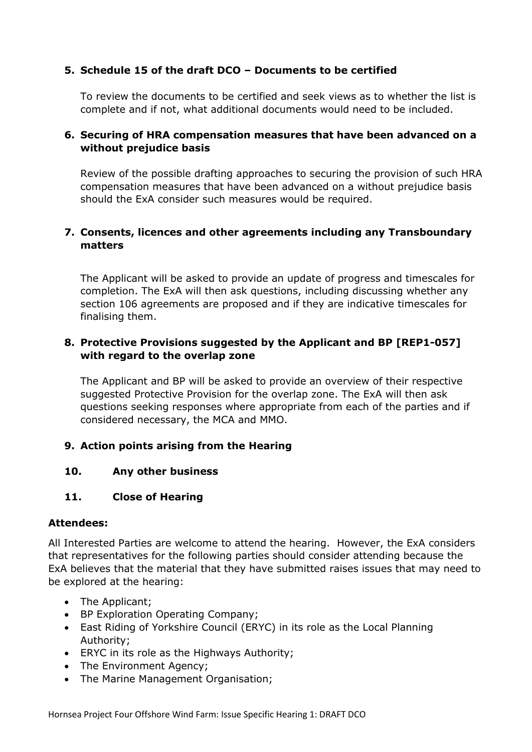**5. Schedule 15 of the draft DCO – Documents to be certified**

To review the documents to be certified and seek views as to whether the list is complete and if not, what additional documents would need to be included.

**6. Securing of HRA compensation measures that have been advanced on a without prejudice basis**

Review of the possible drafting approaches to securing the provision of such HRA compensation measures that have been advanced on a without prejudice basis should the ExA consider such measures would be required.

**7. Consents, licences and other agreements including any Transboundary matters**

The Applicant will be asked to provide an update of progress and timescales for completion. The ExA will then ask questions, including discussing whether any section 106 agreements are proposed and if they are indicative timescales for finalising them.

**8. Protective Provisions suggested by the Applicant and BP [REP1-057] with regard to the overlap zone**

The Applicant and BP will be asked to provide an overview of their respective suggested Protective Provision for the overlap zone. The ExA will then ask questions seeking responses where appropriate from each of the parties and if considered necessary, the MCA and MMO.

**9. Action points arising from the Hearing**

**10. Any other business**

**11. Close of Hearing**

**Attendees:**

All Interested Parties are welcome to attend the hearing. However, the ExA considers that representatives for the following parties should consider attending because the ExA believes that the material that they have submitted raises issues that may need to be explored at the hearing:

- The Applicant;
- BP Exploration Operating Company;
- East Riding of Yorkshire Council (ERYC) in its role as the Local Planning Authority;
- ERYC in its role as the Highways Authority;
- The Environment Agency;
- The Marine Management Organisation;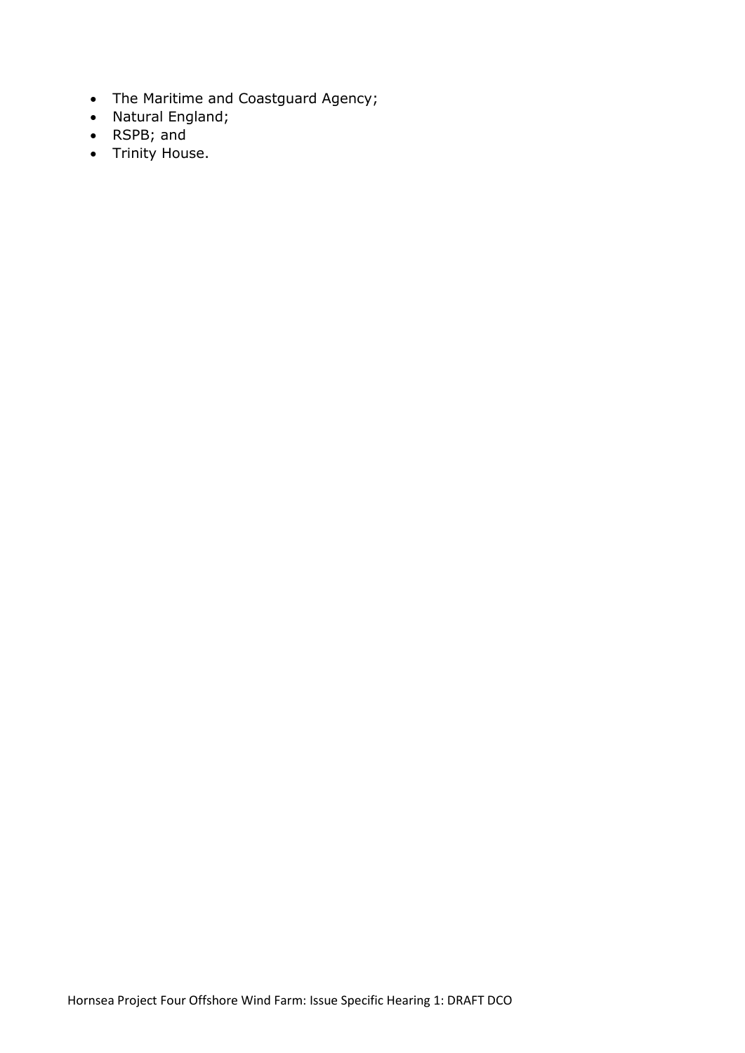- The Maritime and Coastguard Agency;
- Natural England;
- RSPB; and
- Trinity House.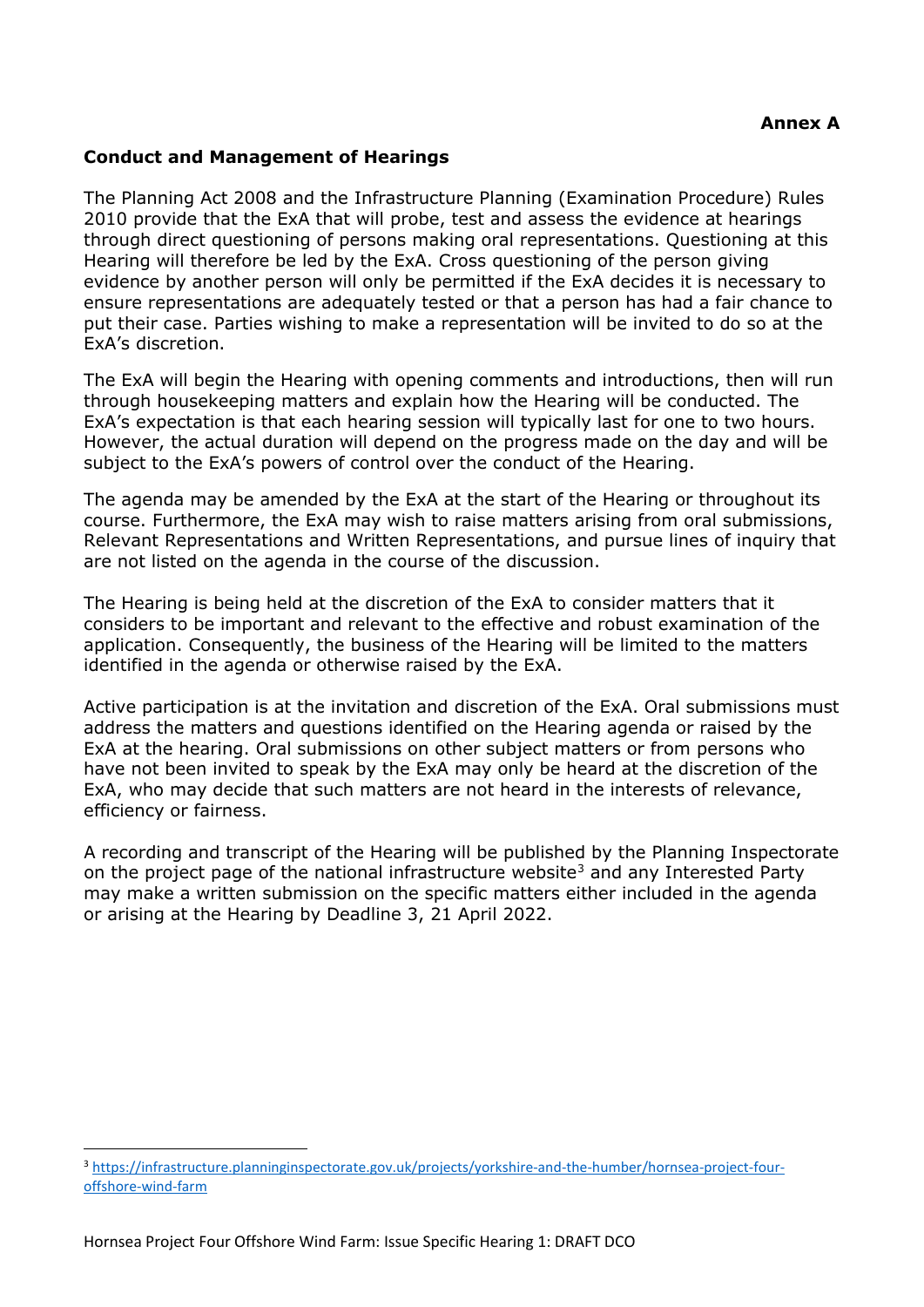**Annex A**

**Conduct and Management of Hearings**

The Planning Act 2008 and the Infrastructure Planning (Examination Procedure) Rules 2010 provide that the ExA that will probe, test and assess the evidence at hearings through direct questioning of persons making oral representations. Questioning at this Hearing will therefore be led by the ExA. Cross questioning of the person giving evidence by another person will only be permitted if the ExA decides it is necessary to ensure representations are adequately tested or that a person has had a fair chance to put their case. Parties wishing to make a representation will be invited to do so at the ExA's discretion.

The ExA will begin the Hearing with opening comments and introductions, then will run through housekeeping matters and explain how the Hearing will be conducted. The ExA's expectation is that each hearing session will typically last for one to two hours. However, the actual duration will depend on the progress made on the day and will be subject to the ExA's powers of control over the conduct of the Hearing.

The agenda may be amended by the ExA at the start of the Hearing or throughout its course. Furthermore, the ExA may wish to raise matters arising from oral submissions, Relevant Representations and Written Representations, and pursue lines of inquiry that are not listed on the agenda in the course of the discussion.

The Hearing is being held at the discretion of the ExA to consider matters that it considers to be important and relevant to the effective and robust examination of the application. Consequently, the business of the Hearing will be limited to the matters identified in the agenda or otherwise raised by the ExA.

Active participation is at the invitation and discretion of the ExA. Oral submissions must address the matters and questions identified on the Hearing agenda or raised by the ExA at the hearing. Oral submissions on other subject matters or from persons who have not been invited to speak by the ExA may only be heard at the discretion of the ExA, who may decide that such matters are not heard in the interests of relevance, efficiency or fairness.

A recording and transcript of the Hearing will be published by the Planning Inspectorate on the project page of the national infrastructure website[3] and any Interested Party may make a written submission on the specific matters either included in the agenda or arising at the Hearing by Deadline 3, 21 April 2022.

[3] https://infrastructure.planninginspectorate.gov.uk/projects/yorkshire-and-the-humber/hornsea-project-four-offshore-wind-farm